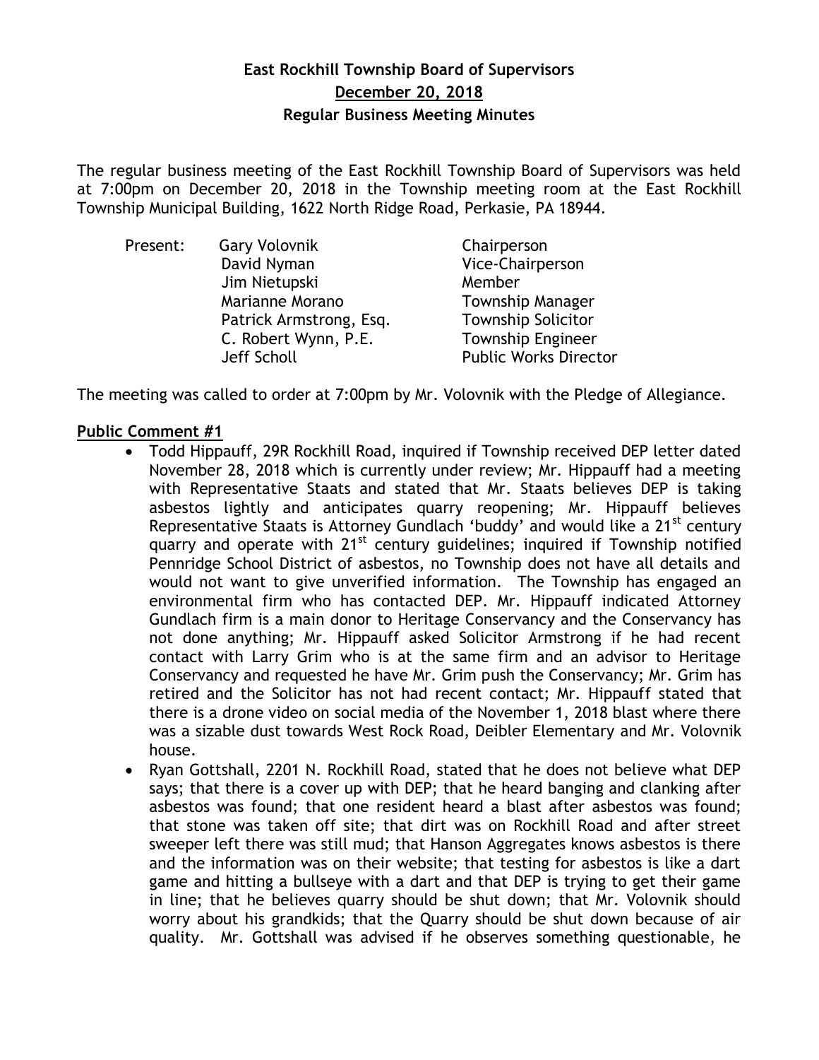# East Rockhill Township Board of Supervisors

## December 20, 2018

### Regular Business Meeting Minutes

The regular business meeting of the East Rockhill Township Board of Supervisors was held at 7:00pm on December 20, 2018 in the Township meeting room at the East Rockhill Township Municipal Building, 1622 North Ridge Road, Perkasie, PA 18944.

| Present: | | |
|---|---|---|
| | Gary Volovnik | Chairperson |
| | David Nyman | Vice-Chairperson |
| | Jim Nietupski | Member |
| | Marianne Morano | Township Manager |
| | Patrick Armstrong, Esq. | Township Solicitor |
| | C. Robert Wynn, P.E. | Township Engineer |
| | Jeff Scholl | Public Works Director |

The meeting was called to order at 7:00pm by Mr. Volovnik with the Pledge of Allegiance.

**Public Comment #1**

- Todd Hippauff, 29R Rockhill Road, inquired if Township received DEP letter dated November 28, 2018 which is currently under review; Mr. Hippauff had a meeting with Representative Staats and stated that Mr. Staats believes DEP is taking asbestos lightly and anticipates quarry reopening; Mr. Hippauff believes Representative Staats is Attorney Gundlach 'buddy' and would like a 21st century quarry and operate with 21st century guidelines; inquired if Township notified Pennridge School District of asbestos, no Township does not have all details and would not want to give unverified information. The Township has engaged an environmental firm who has contacted DEP. Mr. Hippauff indicated Attorney Gundlach firm is a main donor to Heritage Conservancy and the Conservancy has not done anything; Mr. Hippauff asked Solicitor Armstrong if he had recent contact with Larry Grim who is at the same firm and an advisor to Heritage Conservancy and requested he have Mr. Grim push the Conservancy; Mr. Grim has retired and the Solicitor has not had recent contact; Mr. Hippauff stated that there is a drone video on social media of the November 1, 2018 blast where there was a sizable dust towards West Rock Road, Deibler Elementary and Mr. Volovnik house.
- Ryan Gottshall, 2201 N. Rockhill Road, stated that he does not believe what DEP says; that there is a cover up with DEP; that he heard banging and clanking after asbestos was found; that one resident heard a blast after asbestos was found; that stone was taken off site; that dirt was on Rockhill Road and after street sweeper left there was still mud; that Hanson Aggregates knows asbestos is there and the information was on their website; that testing for asbestos is like a dart game and hitting a bullseye with a dart and that DEP is trying to get their game in line; that he believes quarry should be shut down; that Mr. Volovnik should worry about his grandkids; that the Quarry should be shut down because of air quality. Mr. Gottshall was advised if he observes something questionable, he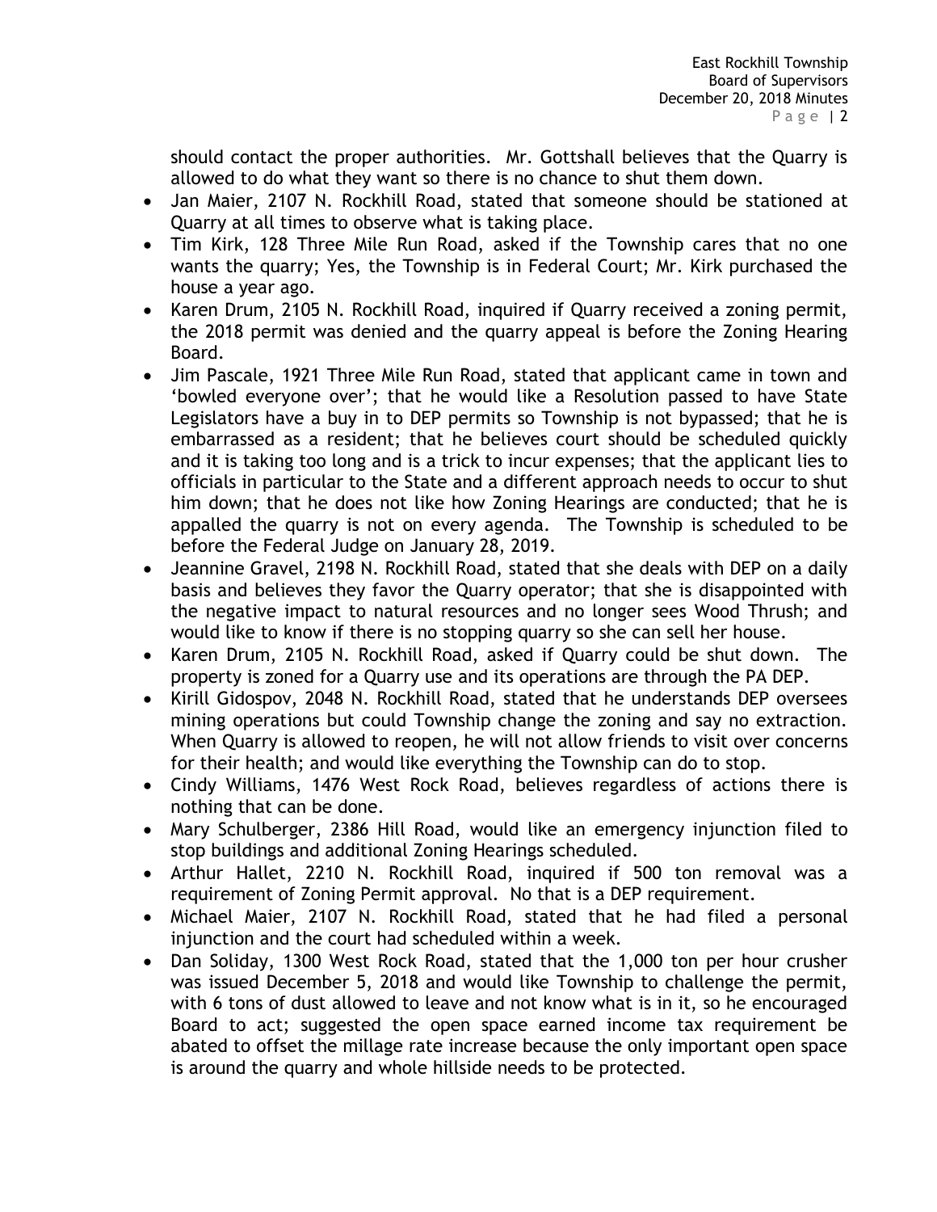should contact the proper authorities. Mr. Gottshall believes that the Quarry is allowed to do what they want so there is no chance to shut them down.

- Jan Maier, 2107 N. Rockhill Road, stated that someone should be stationed at Quarry at all times to observe what is taking place.
- Tim Kirk, 128 Three Mile Run Road, asked if the Township cares that no one wants the quarry; Yes, the Township is in Federal Court; Mr. Kirk purchased the house a year ago.
- Karen Drum, 2105 N. Rockhill Road, inquired if Quarry received a zoning permit, the 2018 permit was denied and the quarry appeal is before the Zoning Hearing Board.
- Jim Pascale, 1921 Three Mile Run Road, stated that applicant came in town and 'bowled everyone over'; that he would like a Resolution passed to have State Legislators have a buy in to DEP permits so Township is not bypassed; that he is embarrassed as a resident; that he believes court should be scheduled quickly and it is taking too long and is a trick to incur expenses; that the applicant lies to officials in particular to the State and a different approach needs to occur to shut him down; that he does not like how Zoning Hearings are conducted; that he is appalled the quarry is not on every agenda. The Township is scheduled to be before the Federal Judge on January 28, 2019.
- Jeannine Gravel, 2198 N. Rockhill Road, stated that she deals with DEP on a daily basis and believes they favor the Quarry operator; that she is disappointed with the negative impact to natural resources and no longer sees Wood Thrush; and would like to know if there is no stopping quarry so she can sell her house.
- Karen Drum, 2105 N. Rockhill Road, asked if Quarry could be shut down. The property is zoned for a Quarry use and its operations are through the PA DEP.
- Kirill Gidospov, 2048 N. Rockhill Road, stated that he understands DEP oversees mining operations but could Township change the zoning and say no extraction. When Quarry is allowed to reopen, he will not allow friends to visit over concerns for their health; and would like everything the Township can do to stop.
- Cindy Williams, 1476 West Rock Road, believes regardless of actions there is nothing that can be done.
- Mary Schulberger, 2386 Hill Road, would like an emergency injunction filed to stop buildings and additional Zoning Hearings scheduled.
- Arthur Hallet, 2210 N. Rockhill Road, inquired if 500 ton removal was a requirement of Zoning Permit approval. No that is a DEP requirement.
- Michael Maier, 2107 N. Rockhill Road, stated that he had filed a personal injunction and the court had scheduled within a week.
- Dan Soliday, 1300 West Rock Road, stated that the 1,000 ton per hour crusher was issued December 5, 2018 and would like Township to challenge the permit, with 6 tons of dust allowed to leave and not know what is in it, so he encouraged Board to act; suggested the open space earned income tax requirement be abated to offset the millage rate increase because the only important open space is around the quarry and whole hillside needs to be protected.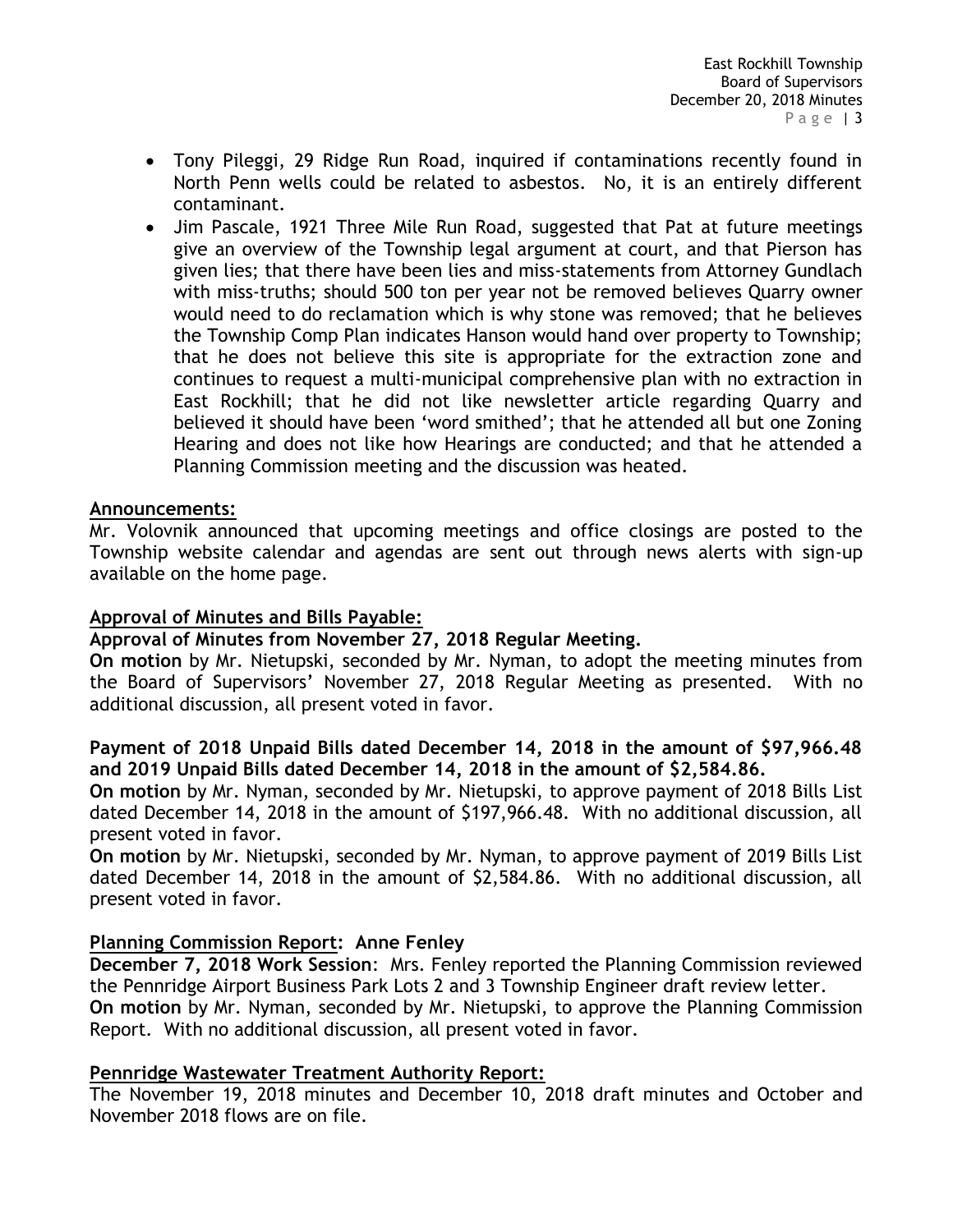- Tony Pileggi, 29 Ridge Run Road, inquired if contaminations recently found in North Penn wells could be related to asbestos. No, it is an entirely different contaminant.
- Jim Pascale, 1921 Three Mile Run Road, suggested that Pat at future meetings give an overview of the Township legal argument at court, and that Pierson has given lies; that there have been lies and miss-statements from Attorney Gundlach with miss-truths; should 500 ton per year not be removed believes Quarry owner would need to do reclamation which is why stone was removed; that he believes the Township Comp Plan indicates Hanson would hand over property to Township; that he does not believe this site is appropriate for the extraction zone and continues to request a multi-municipal comprehensive plan with no extraction in East Rockhill; that he did not like newsletter article regarding Quarry and believed it should have been 'word smithed'; that he attended all but one Zoning Hearing and does not like how Hearings are conducted; and that he attended a Planning Commission meeting and the discussion was heated.

## Announcements:

Mr. Volovnik announced that upcoming meetings and office closings are posted to the Township website calendar and agendas are sent out through news alerts with sign-up available on the home page.

## Approval of Minutes and Bills Payable:

**Approval of Minutes from November 27, 2018 Regular Meeting.**

**On motion** by Mr. Nietupski, seconded by Mr. Nyman, to adopt the meeting minutes from the Board of Supervisors' November 27, 2018 Regular Meeting as presented. With no additional discussion, all present voted in favor.

**Payment of 2018 Unpaid Bills dated December 14, 2018 in the amount of $97,966.48 and 2019 Unpaid Bills dated December 14, 2018 in the amount of $2,584.86.**

**On motion** by Mr. Nyman, seconded by Mr. Nietupski, to approve payment of 2018 Bills List dated December 14, 2018 in the amount of $197,966.48. With no additional discussion, all present voted in favor.

**On motion** by Mr. Nietupski, seconded by Mr. Nyman, to approve payment of 2019 Bills List dated December 14, 2018 in the amount of $2,584.86. With no additional discussion, all present voted in favor.

## Planning Commission Report: Anne Fenley

**December 7, 2018 Work Session**: Mrs. Fenley reported the Planning Commission reviewed the Pennridge Airport Business Park Lots 2 and 3 Township Engineer draft review letter.

**On motion** by Mr. Nyman, seconded by Mr. Nietupski, to approve the Planning Commission Report. With no additional discussion, all present voted in favor.

## Pennridge Wastewater Treatment Authority Report:

The November 19, 2018 minutes and December 10, 2018 draft minutes and October and November 2018 flows are on file.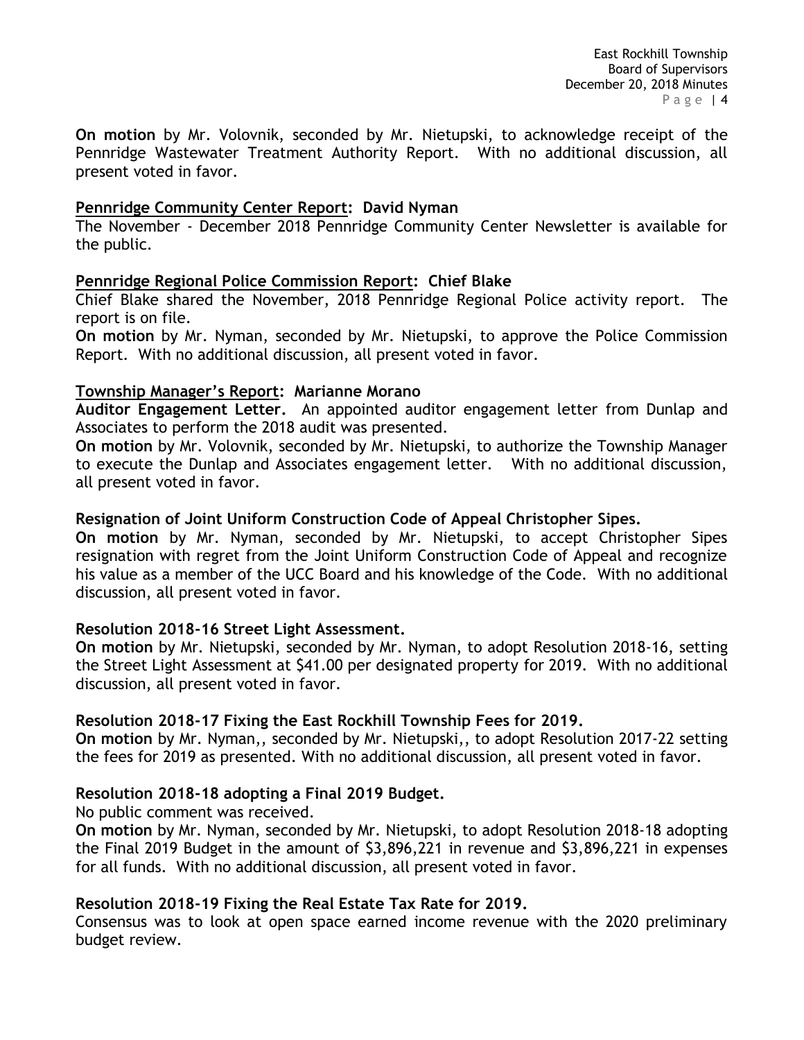**On motion** by Mr. Volovnik, seconded by Mr. Nietupski, to acknowledge receipt of the Pennridge Wastewater Treatment Authority Report. With no additional discussion, all present voted in favor.

**Pennridge Community Center Report: David Nyman**

The November - December 2018 Pennridge Community Center Newsletter is available for the public.

**Pennridge Regional Police Commission Report: Chief Blake**

Chief Blake shared the November, 2018 Pennridge Regional Police activity report. The report is on file.

**On motion** by Mr. Nyman, seconded by Mr. Nietupski, to approve the Police Commission Report. With no additional discussion, all present voted in favor.

**Township Manager's Report: Marianne Morano**

**Auditor Engagement Letter.** An appointed auditor engagement letter from Dunlap and Associates to perform the 2018 audit was presented.

**On motion** by Mr. Volovnik, seconded by Mr. Nietupski, to authorize the Township Manager to execute the Dunlap and Associates engagement letter. With no additional discussion, all present voted in favor.

**Resignation of Joint Uniform Construction Code of Appeal Christopher Sipes.**

**On motion** by Mr. Nyman, seconded by Mr. Nietupski, to accept Christopher Sipes resignation with regret from the Joint Uniform Construction Code of Appeal and recognize his value as a member of the UCC Board and his knowledge of the Code. With no additional discussion, all present voted in favor.

**Resolution 2018-16 Street Light Assessment.**

**On motion** by Mr. Nietupski, seconded by Mr. Nyman, to adopt Resolution 2018-16, setting the Street Light Assessment at $41.00 per designated property for 2019. With no additional discussion, all present voted in favor.

**Resolution 2018-17 Fixing the East Rockhill Township Fees for 2019.**

**On motion** by Mr. Nyman,, seconded by Mr. Nietupski,, to adopt Resolution 2017-22 setting the fees for 2019 as presented. With no additional discussion, all present voted in favor.

**Resolution 2018-18 adopting a Final 2019 Budget.**

No public comment was received.

**On motion** by Mr. Nyman, seconded by Mr. Nietupski, to adopt Resolution 2018-18 adopting the Final 2019 Budget in the amount of $3,896,221 in revenue and $3,896,221 in expenses for all funds. With no additional discussion, all present voted in favor.

**Resolution 2018-19 Fixing the Real Estate Tax Rate for 2019.**

Consensus was to look at open space earned income revenue with the 2020 preliminary budget review.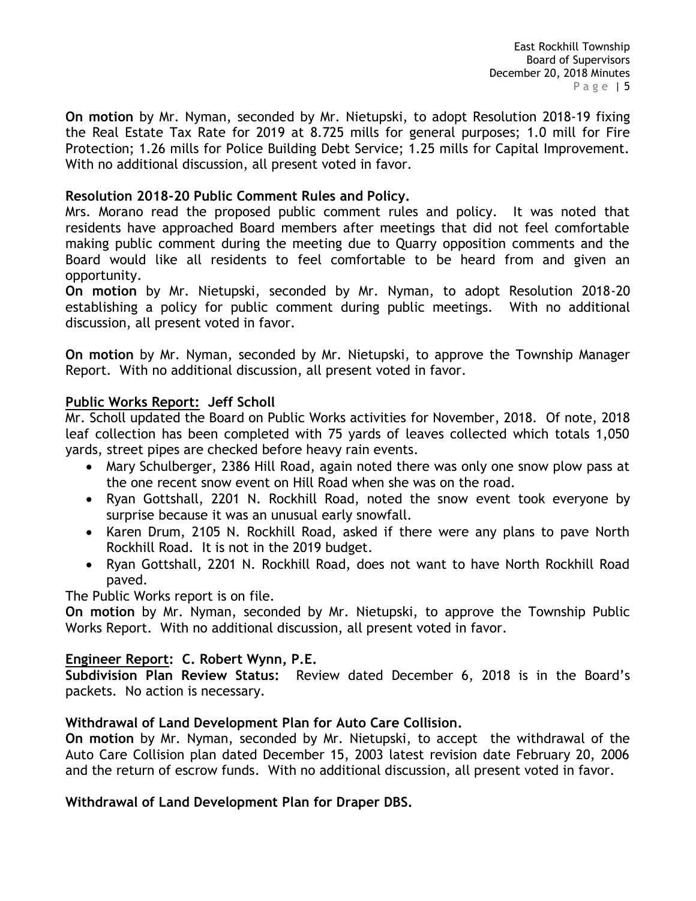**On motion** by Mr. Nyman, seconded by Mr. Nietupski, to adopt Resolution 2018-19 fixing the Real Estate Tax Rate for 2019 at 8.725 mills for general purposes; 1.0 mill for Fire Protection; 1.26 mills for Police Building Debt Service; 1.25 mills for Capital Improvement. With no additional discussion, all present voted in favor.

**Resolution 2018-20 Public Comment Rules and Policy.**

Mrs. Morano read the proposed public comment rules and policy. It was noted that residents have approached Board members after meetings that did not feel comfortable making public comment during the meeting due to Quarry opposition comments and the Board would like all residents to feel comfortable to be heard from and given an opportunity.

**On motion** by Mr. Nietupski, seconded by Mr. Nyman, to adopt Resolution 2018-20 establishing a policy for public comment during public meetings. With no additional discussion, all present voted in favor.

**On motion** by Mr. Nyman, seconded by Mr. Nietupski, to approve the Township Manager Report. With no additional discussion, all present voted in favor.

**Public Works Report: Jeff Scholl**

Mr. Scholl updated the Board on Public Works activities for November, 2018. Of note, 2018 leaf collection has been completed with 75 yards of leaves collected which totals 1,050 yards, street pipes are checked before heavy rain events.

- Mary Schulberger, 2386 Hill Road, again noted there was only one snow plow pass at the one recent snow event on Hill Road when she was on the road.
- Ryan Gottshall, 2201 N. Rockhill Road, noted the snow event took everyone by surprise because it was an unusual early snowfall.
- Karen Drum, 2105 N. Rockhill Road, asked if there were any plans to pave North Rockhill Road. It is not in the 2019 budget.
- Ryan Gottshall, 2201 N. Rockhill Road, does not want to have North Rockhill Road paved.

The Public Works report is on file.

**On motion** by Mr. Nyman, seconded by Mr. Nietupski, to approve the Township Public Works Report. With no additional discussion, all present voted in favor.

**Engineer Report: C. Robert Wynn, P.E.**

**Subdivision Plan Review Status:** Review dated December 6, 2018 is in the Board's packets. No action is necessary.

**Withdrawal of Land Development Plan for Auto Care Collision.**

**On motion** by Mr. Nyman, seconded by Mr. Nietupski, to accept the withdrawal of the Auto Care Collision plan dated December 15, 2003 latest revision date February 20, 2006 and the return of escrow funds. With no additional discussion, all present voted in favor.

**Withdrawal of Land Development Plan for Draper DBS.**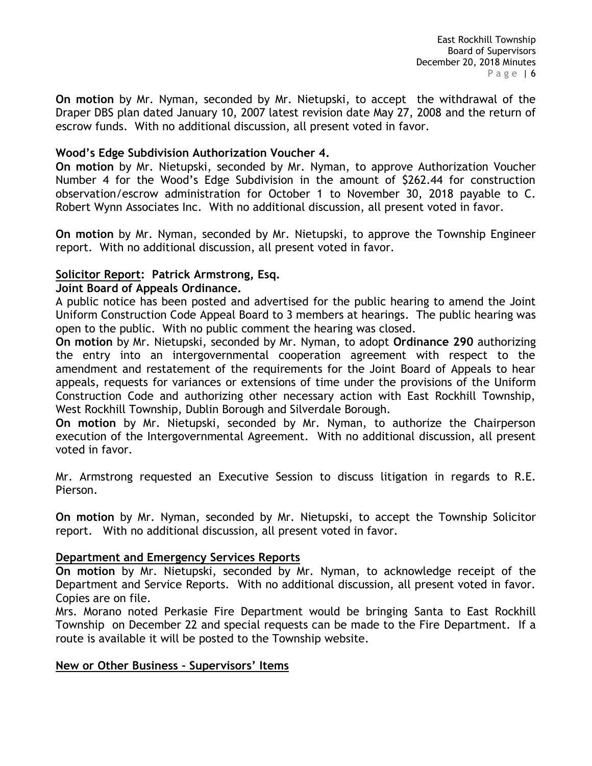**On motion** by Mr. Nyman, seconded by Mr. Nietupski, to accept the withdrawal of the Draper DBS plan dated January 10, 2007 latest revision date May 27, 2008 and the return of escrow funds. With no additional discussion, all present voted in favor.

**Wood's Edge Subdivision Authorization Voucher 4.**

**On motion** by Mr. Nietupski, seconded by Mr. Nyman, to approve Authorization Voucher Number 4 for the Wood's Edge Subdivision in the amount of $262.44 for construction observation/escrow administration for October 1 to November 30, 2018 payable to C. Robert Wynn Associates Inc. With no additional discussion, all present voted in favor.

**On motion** by Mr. Nyman, seconded by Mr. Nietupski, to approve the Township Engineer report. With no additional discussion, all present voted in favor.

**Solicitor Report: Patrick Armstrong, Esq.**

**Joint Board of Appeals Ordinance.**

A public notice has been posted and advertised for the public hearing to amend the Joint Uniform Construction Code Appeal Board to 3 members at hearings. The public hearing was open to the public. With no public comment the hearing was closed.

**On motion** by Mr. Nietupski, seconded by Mr. Nyman, to adopt **Ordinance 290** authorizing the entry into an intergovernmental cooperation agreement with respect to the amendment and restatement of the requirements for the Joint Board of Appeals to hear appeals, requests for variances or extensions of time under the provisions of the Uniform Construction Code and authorizing other necessary action with East Rockhill Township, West Rockhill Township, Dublin Borough and Silverdale Borough.

**On motion** by Mr. Nietupski, seconded by Mr. Nyman, to authorize the Chairperson execution of the Intergovernmental Agreement. With no additional discussion, all present voted in favor.

Mr. Armstrong requested an Executive Session to discuss litigation in regards to R.E. Pierson.

**On motion** by Mr. Nyman, seconded by Mr. Nietupski, to accept the Township Solicitor report. With no additional discussion, all present voted in favor.

**Department and Emergency Services Reports**

**On motion** by Mr. Nietupski, seconded by Mr. Nyman, to acknowledge receipt of the Department and Service Reports. With no additional discussion, all present voted in favor. Copies are on file.

Mrs. Morano noted Perkasie Fire Department would be bringing Santa to East Rockhill Township on December 22 and special requests can be made to the Fire Department. If a route is available it will be posted to the Township website.

**New or Other Business – Supervisors' Items**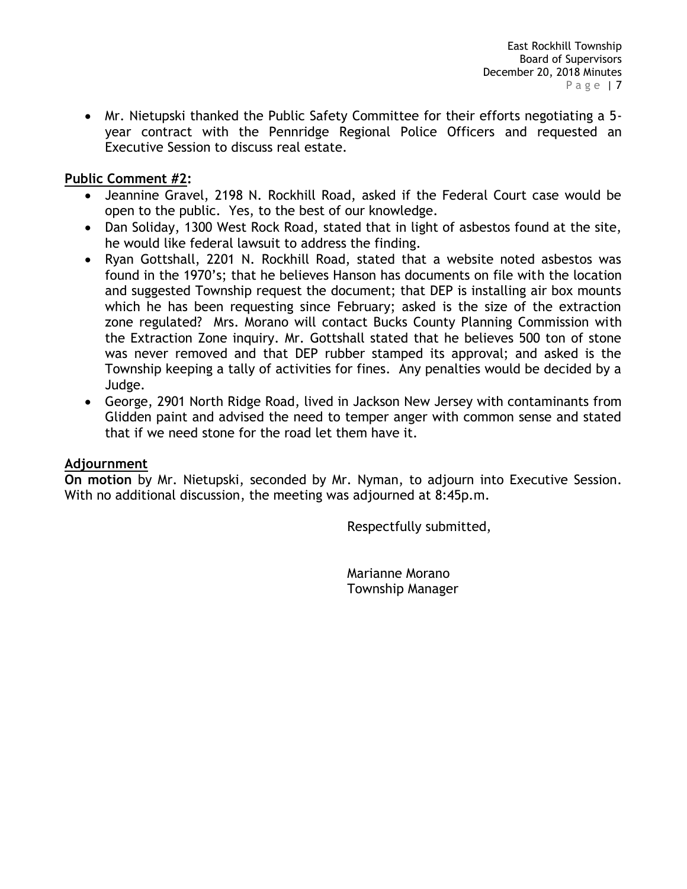- Mr. Nietupski thanked the Public Safety Committee for their efforts negotiating a 5-year contract with the Pennridge Regional Police Officers and requested an Executive Session to discuss real estate.

**Public Comment #2:**

- Jeannine Gravel, 2198 N. Rockhill Road, asked if the Federal Court case would be open to the public. Yes, to the best of our knowledge.
- Dan Soliday, 1300 West Rock Road, stated that in light of asbestos found at the site, he would like federal lawsuit to address the finding.
- Ryan Gottshall, 2201 N. Rockhill Road, stated that a website noted asbestos was found in the 1970's; that he believes Hanson has documents on file with the location and suggested Township request the document; that DEP is installing air box mounts which he has been requesting since February; asked is the size of the extraction zone regulated? Mrs. Morano will contact Bucks County Planning Commission with the Extraction Zone inquiry. Mr. Gottshall stated that he believes 500 ton of stone was never removed and that DEP rubber stamped its approval; and asked is the Township keeping a tally of activities for fines. Any penalties would be decided by a Judge.
- George, 2901 North Ridge Road, lived in Jackson New Jersey with contaminants from Glidden paint and advised the need to temper anger with common sense and stated that if we need stone for the road let them have it.

**Adjournment**

**On motion** by Mr. Nietupski, seconded by Mr. Nyman, to adjourn into Executive Session. With no additional discussion, the meeting was adjourned at 8:45p.m.

Respectfully submitted,

Marianne Morano
Township Manager